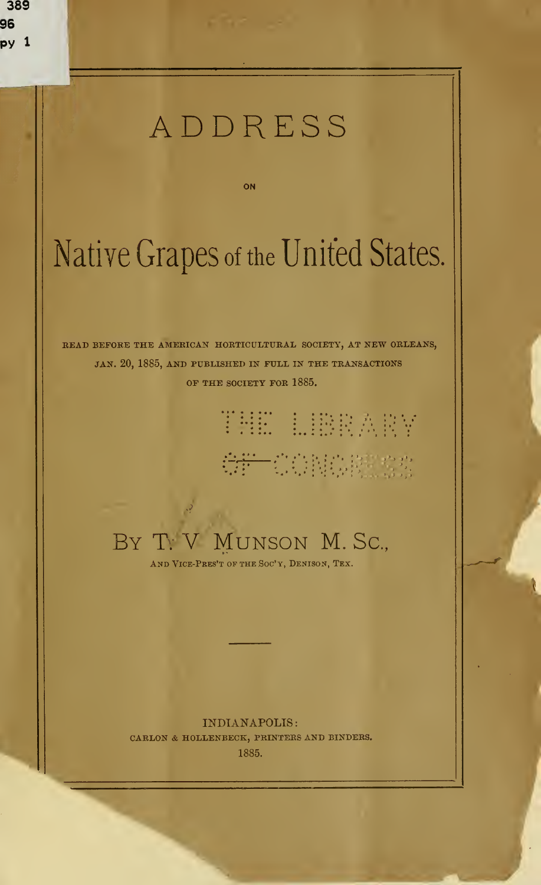# ADDRESS

ON

# Native Grapes of the United States.

READ BEFORE THE AMERICAN HORTICULTURAL SOCIETY, AT NEW ORLEANS, JAN. 20, 1885, AND PUBLISHED IN FULL IN THE TRANSACTIONS OF THE SOCIETY FOR 1885.

THE LIBRARY OF CONGRESS

BY T. V. MUNSON M. SC.,

AND VICE-PRES'T OF THE SOC'Y, DENISON, TEX.

---

INDIANAPOLIS:
CARLON & HOLLENBECK, PRINTERS AND BINDERS.
1885.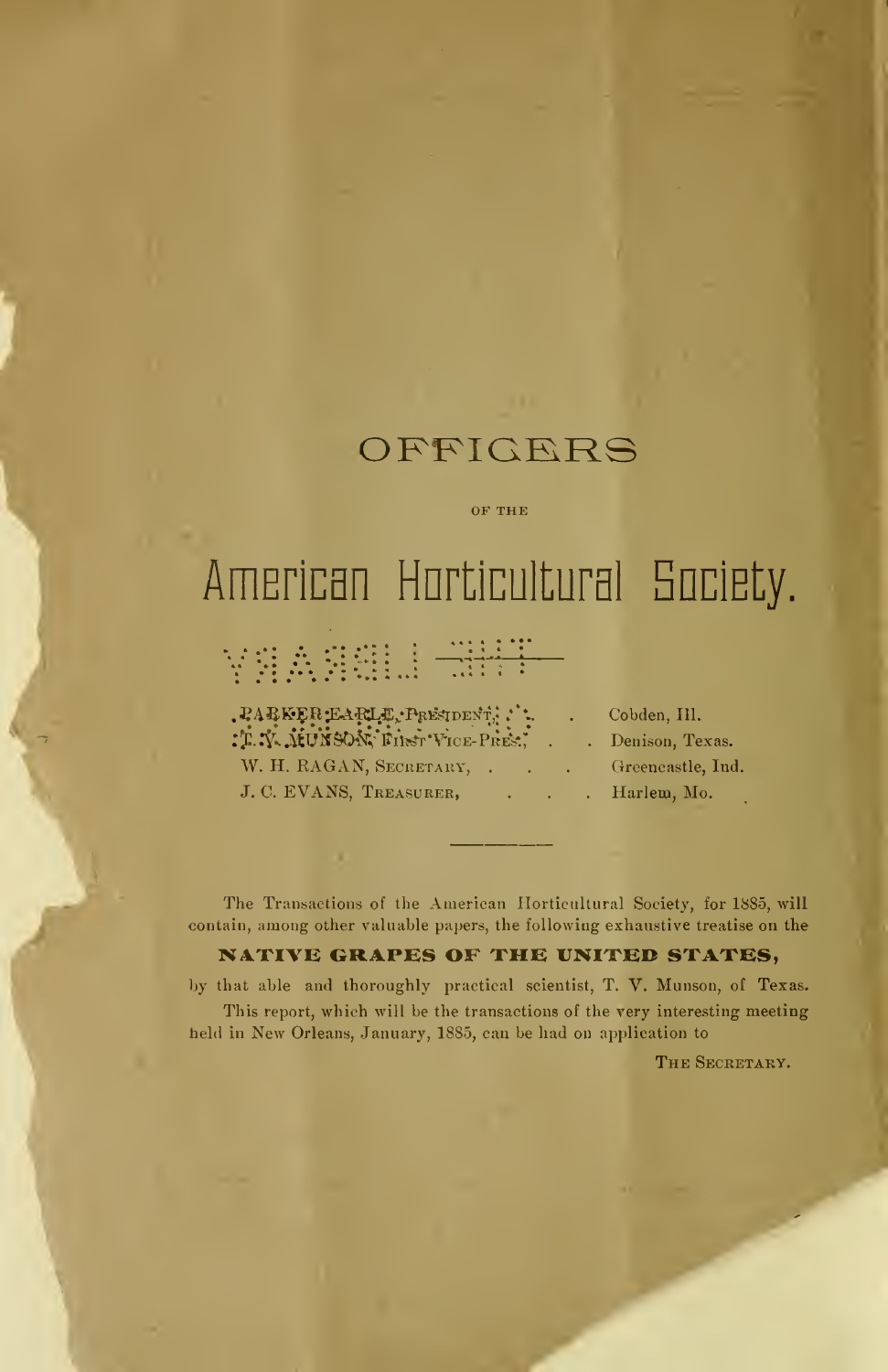# OFFICERS

OF THE

# American Horticultural Society.

PARKER EARLE, PRESIDENT, . . . Cobden, Ill.
T. V. MUNSON, FIRST VICE-PRES., . . . Denison, Texas.
W. H. RAGAN, SECRETARY, . . . Greencastle, Ind.
J. C. EVANS, TREASURER, . . . Harlem, Mo.

---

The Transactions of the American Horticultural Society, for 1885, will contain, among other valuable papers, the following exhaustive treatise on the

**NATIVE GRAPES OF THE UNITED STATES,**

by that able and thoroughly practical scientist, T. V. Munson, of Texas.

This report, which will be the transactions of the very interesting meeting held in New Orleans, January, 1885, can be had on application to

THE SECRETARY.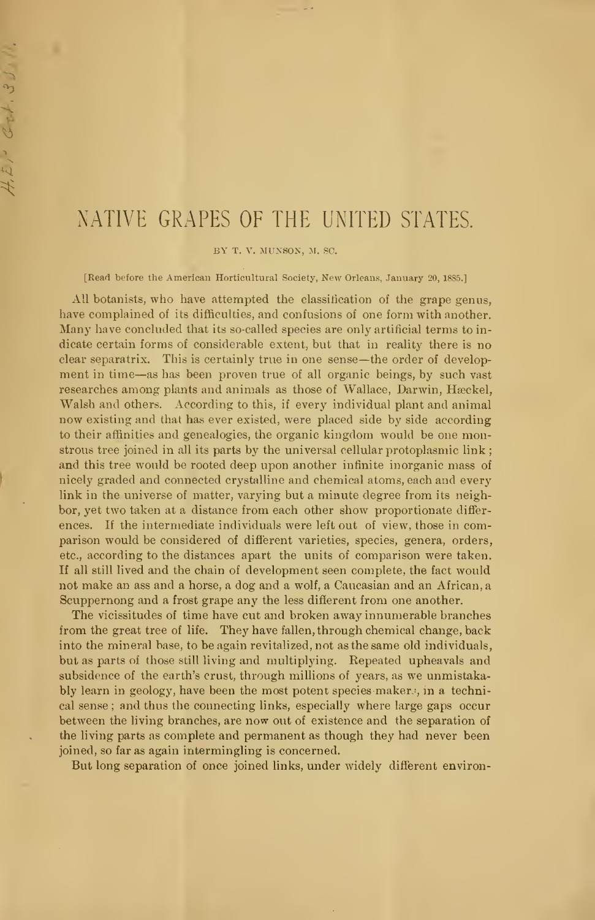# NATIVE GRAPES OF THE UNITED STATES.

BY T. V. MUNSON, M. SC.

[Read before the American Horticultural Society, New Orleans, January 20, 1885.]

All botanists, who have attempted the classification of the grape genus, have complained of its difficulties, and confusions of one form with another. Many have concluded that its so-called species are only artificial terms to indicate certain forms of considerable extent, but that in reality there is no clear separatrix. This is certainly true in one sense—the order of development in time—as has been proven true of all organic beings, by such vast researches among plants and animals as those of Wallace, Darwin, Hæckel, Walsh and others. According to this, if every individual plant and animal now existing and that has ever existed, were placed side by side according to their affinities and genealogies, the organic kingdom would be one monstrous tree joined in all its parts by the universal cellular protoplasmic link; and this tree would be rooted deep upon another infinite inorganic mass of nicely graded and connected crystalline and chemical atoms, each and every link in the universe of matter, varying but a minute degree from its neighbor, yet two taken at a distance from each other show proportionate differences. If the intermediate individuals were left out of view, those in comparison would be considered of different varieties, species, genera, orders, etc., according to the distances apart the units of comparison were taken. If all still lived and the chain of development seen complete, the fact would not make an ass and a horse, a dog and a wolf, a Caucasian and an African, a Scuppernong and a frost grape any the less different from one another.

The vicissitudes of time have cut and broken away innumerable branches from the great tree of life. They have fallen, through chemical change, back into the mineral base, to be again revitalized, not as the same old individuals, but as parts of those still living and multiplying. Repeated upheavals and subsidence of the earth's crust, through millions of years, as we unmistakably learn in geology, have been the most potent species-makers, in a technical sense; and thus the connecting links, especially where large gaps occur between the living branches, are now out of existence and the separation of the living parts as complete and permanent as though they had never been joined, so far as again intermingling is concerned.

But long separation of once joined links, under widely different environ-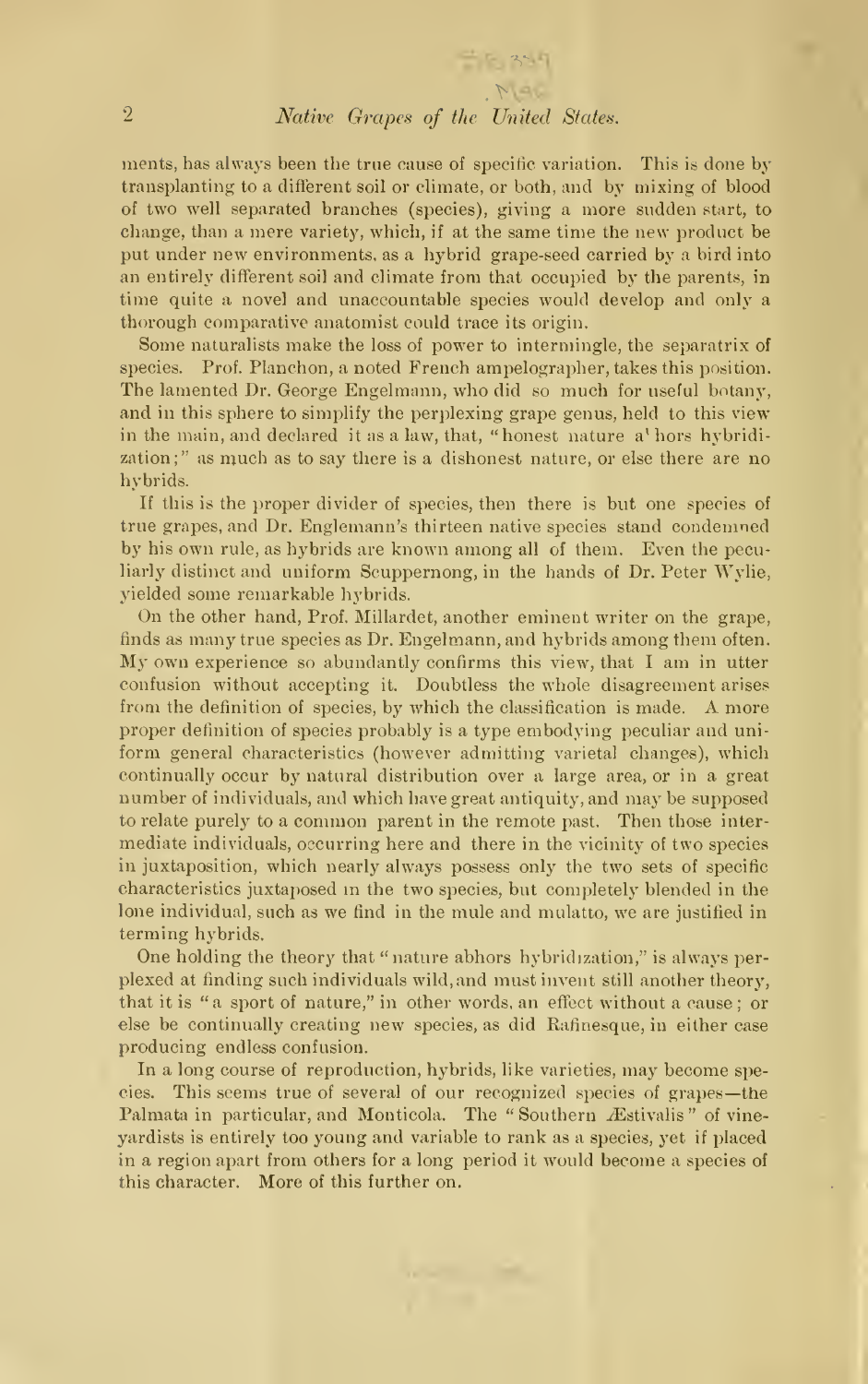ments, has always been the true cause of specific variation. This is done by transplanting to a different soil or climate, or both, and by mixing of blood of two well separated branches (species), giving a more sudden start, to change, than a mere variety, which, if at the same time the new product be put under new environments, as a hybrid grape-seed carried by a bird into an entirely different soil and climate from that occupied by the parents, in time quite a novel and unaccountable species would develop and only a thorough comparative anatomist could trace its origin.

Some naturalists make the loss of power to intermingle, the separatrix of species. Prof. Planchon, a noted French ampelographer, takes this position. The lamented Dr. George Engelmann, who did so much for useful botany, and in this sphere to simplify the perplexing grape genus, held to this view in the main, and declared it as a law, that, "honest nature a'hors hybridization;" as much as to say there is a dishonest nature, or else there are no hybrids.

If this is the proper divider of species, then there is but one species of true grapes, and Dr. Englemann's thirteen native species stand condemned by his own rule, as hybrids are known among all of them. Even the peculiarly distinct and uniform Scuppernong, in the hands of Dr. Peter Wylie, yielded some remarkable hybrids.

On the other hand, Prof. Millardet, another eminent writer on the grape, finds as many true species as Dr. Engelmann, and hybrids among them often. My own experience so abundantly confirms this view, that I am in utter confusion without accepting it. Doubtless the whole disagreement arises from the definition of species, by which the classification is made. A more proper definition of species probably is a type embodying peculiar and uniform general characteristics (however admitting varietal changes), which continually occur by natural distribution over a large area, or in a great number of individuals, and which have great antiquity, and may be supposed to relate purely to a common parent in the remote past. Then those intermediate individuals, occurring here and there in the vicinity of two species in juxtaposition, which nearly always possess only the two sets of specific characteristics juxtaposed in the two species, but completely blended in the lone individual, such as we find in the mule and mulatto, we are justified in terming hybrids.

One holding the theory that "nature abhors hybridization," is always perplexed at finding such individuals wild, and must invent still another theory, that it is "a sport of nature," in other words, an effect without a cause; or else be continually creating new species, as did Rafinesque, in either case producing endless confusion.

In a long course of reproduction, hybrids, like varieties, may become species. This seems true of several of our recognized species of grapes—the Palmata in particular, and Monticola. The "Southern Æstivalis" of vineyardists is entirely too young and variable to rank as a species, yet if placed in a region apart from others for a long period it would become a species of this character. More of this further on.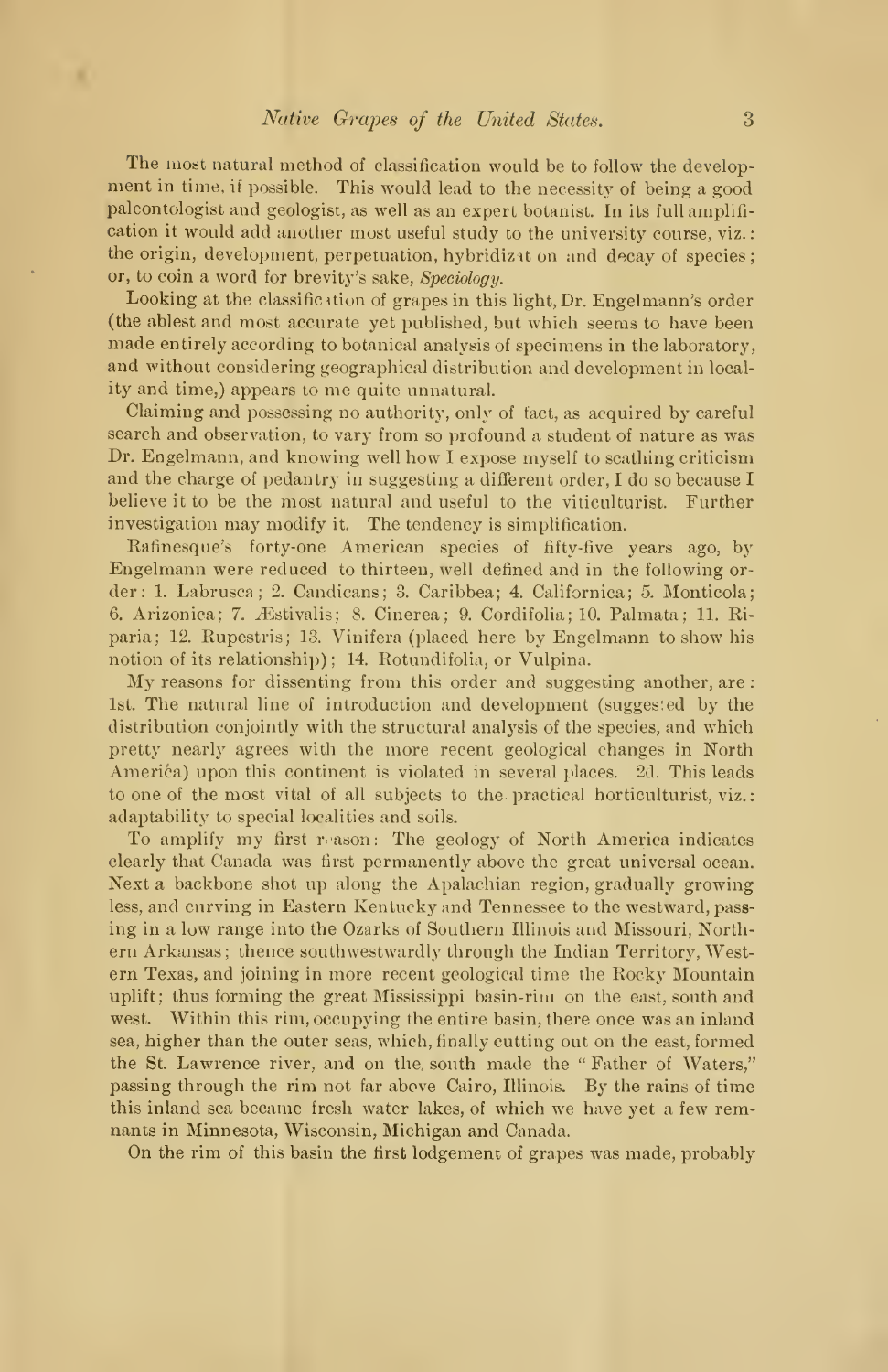The most natural method of classification would be to follow the development in time, if possible. This would lead to the necessity of being a good paleontologist and geologist, as well as an expert botanist. In its full amplification it would add another most useful study to the university course, viz.: the origin, development, perpetuation, hybridization and decay of species; or, to coin a word for brevity's sake, *Speciology*.

Looking at the classification of grapes in this light, Dr. Engelmann's order (the ablest and most accurate yet published, but which seems to have been made entirely according to botanical analysis of specimens in the laboratory, and without considering geographical distribution and development in locality and time,) appears to me quite unnatural.

Claiming and possessing no authority, only of fact, as acquired by careful search and observation, to vary from so profound a student of nature as was Dr. Engelmann, and knowing well how I expose myself to scathing criticism and the charge of pedantry in suggesting a different order, I do so because I believe it to be the most natural and useful to the viticulturist. Further investigation may modify it. The tendency is simplification.

Rafinesque's forty-one American species of fifty-five years ago, by Engelmann were reduced to thirteen, well defined and in the following order: 1. Labrusca; 2. Candicans; 3. Caribbea; 4. Californica; 5. Monticola; 6. Arizonica; 7. Æstivalis; 8. Cinerea; 9. Cordifolia; 10. Palmata; 11. Riparia; 12. Rupestris; 13. Vinifera (placed here by Engelmann to show his notion of its relationship); 14. Rotundifolia, or Vulpina.

My reasons for dissenting from this order and suggesting another, are: 1st. The natural line of introduction and development (suggested by the distribution conjointly with the structural analysis of the species, and which pretty nearly agrees with the more recent geological changes in North America) upon this continent is violated in several places. 2d. This leads to one of the most vital of all subjects to the practical horticulturist, viz.: adaptability to special localities and soils.

To amplify my first reason: The geology of North America indicates clearly that Canada was first permanently above the great universal ocean. Next a backbone shot up along the Apalachian region, gradually growing less, and curving in Eastern Kentucky and Tennessee to the westward, passing in a low range into the Ozarks of Southern Illinois and Missouri, Northern Arkansas; thence southwestwardly through the Indian Territory, Western Texas, and joining in more recent geological time the Rocky Mountain uplift; thus forming the great Mississippi basin-rim on the east, south and west. Within this rim, occupying the entire basin, there once was an inland sea, higher than the outer seas, which, finally cutting out on the east, formed the St. Lawrence river, and on the south made the "Father of Waters," passing through the rim not far above Cairo, Illinois. By the rains of time this inland sea became fresh water lakes, of which we have yet a few remnants in Minnesota, Wisconsin, Michigan and Canada.

On the rim of this basin the first lodgement of grapes was made, probably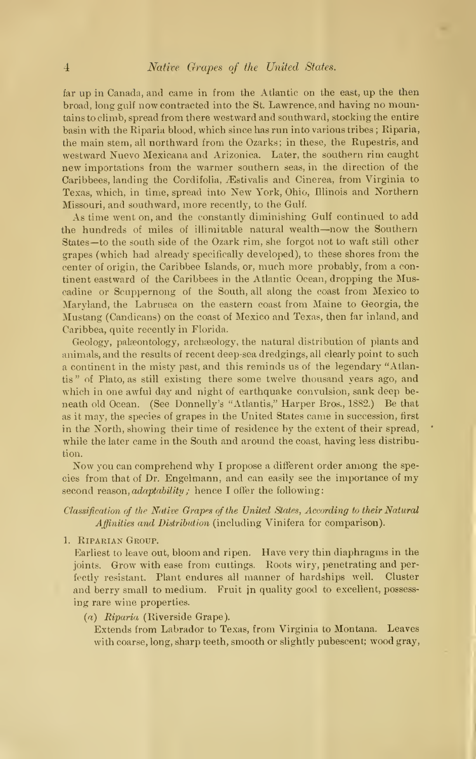far up in Canada, and came in from the Atlantic on the east, up the then broad, long gulf now contracted into the St. Lawrence, and having no mountains to climb, spread from there westward and southward, stocking the entire basin with the Riparia blood, which since has run into various tribes; Riparia, the main stem, all northward from the Ozarks; in these, the Rupestris, and westward Nuevo Mexicana and Arizonica. Later, the southern rim caught new importations from the warmer southern seas, in the direction of the Caribbees, landing the Cordifolia, Æstivalis and Cinerea, from Virginia to Texas, which, in time, spread into New York, Ohio, Illinois and Northern Missouri, and southward, more recently, to the Gulf.

As time went on, and the constantly diminishing Gulf continued to add the hundreds of miles of illimitable natural wealth—now the Southern States—to the south side of the Ozark rim, she forgot not to waft still other grapes (which had already specifically developed), to these shores from the center of origin, the Caribbee Islands, or, much more probably, from a continent eastward of the Caribbees in the Atlantic Ocean, dropping the Muscadine or Scuppernong of the South, all along the coast from Mexico to Maryland, the Labrusca on the eastern coast from Maine to Georgia, the Mustang (Candicans) on the coast of Mexico and Texas, then far inland, and Caribbea, quite recently in Florida.

Geology, palæontology, archæology, the natural distribution of plants and animals, and the results of recent deep-sea dredgings, all clearly point to such a continent in the misty past, and this reminds us of the legendary "Atlantis" of Plato, as still existing there some twelve thousand years ago, and which in one awful day and night of earthquake convulsion, sank deep beneath old Ocean. (See Donnelly's "Atlantis," Harper Bros., 1882.) Be that as it may, the species of grapes in the United States came in succession, first in the North, showing their time of residence by the extent of their spread, while the later came in the South and around the coast, having less distribution.

Now you can comprehend why I propose a different order among the species from that of Dr. Engelmann, and can easily see the importance of my second reason, *adaptability;* hence I offer the following:

*Classification of the Native Grapes of the United States, According to their Natural Affinities and Distribution* (including Vinifera for comparison).

1. Riparian Group.

   Earliest to leave out, bloom and ripen. Have very thin diaphragms in the joints. Grow with ease from cuttings. Roots wiry, penetrating and perfectly resistant. Plant endures all manner of hardships well. Cluster and berry small to medium. Fruit in quality good to excellent, possessing rare wine properties.

   (*a*) *Riparia* (Riverside Grape).

   Extends from Labrador to Texas, from Virginia to Montana. Leaves with coarse, long, sharp teeth, smooth or slightly pubescent; wood gray,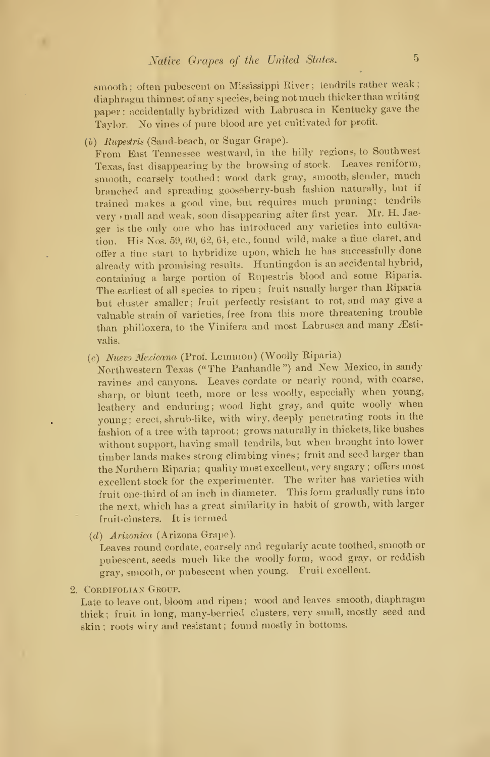smooth; often pubescent on Mississippi River; tendrils rather weak; diaphragm thinnest of any species, being not much thicker than writing paper: accidentally hybridized with Labrusca in Kentucky gave the Taylor. No vines of pure blood are yet cultivated for profit.

(*b*) *Rupestris* (Sand-beach, or Sugar Grape).

From East Tennessee westward, in the hilly regions, to Southwest Texas, fast disappearing by the browsing of stock. Leaves reniform, smooth, coarsely toothed; wood dark gray, smooth, slender, much branched and spreading gooseberry-bush fashion naturally, but if trained makes a good vine, but requires much pruning; tendrils very small and weak, soon disappearing after first year. Mr. H. Jaeger is the only one who has introduced any varieties into cultivation. His Nos. 59, 60, 62, 64, etc., found wild, make a fine claret, and offer a fine start to hybridize upon, which he has successfully done already with promising results. Huntingdon is an accidental hybrid, containing a large portion of Rupestris blood and some Riparia. The earliest of all species to ripen; fruit usually larger than Riparia but cluster smaller; fruit perfectly resistant to rot, and may give a valuable strain of varieties, free from this more threatening trouble than philloxera, to the Vinifera and most Labrusca and many Æstivalis.

(*c*) *Nuevo Mexicana* (Prof. Lemmon) (Woolly Riparia)

Northwestern Texas ("The Panhandle") and New Mexico, in sandy ravines and canyons. Leaves cordate or nearly round, with coarse, sharp, or blunt teeth, more or less woolly, especially when young, leathery and enduring; wood light gray, and quite woolly when young; erect, shrub-like, with wiry, deeply penetrating roots in the fashion of a tree with taproot; grows naturally in thickets, like bushes without support, having small tendrils, but when brought into lower timber lands makes strong climbing vines; fruit and seed larger than the Northern Riparia; quality most excellent, very sugary; offers most excellent stock for the experimenter. The writer has varieties with fruit one-third of an inch in diameter. This form gradually runs into the next, which has a great similarity in habit of growth, with larger fruit-clusters. It is termed

(*d*) *Arizonica* (Arizona Grape).

Leaves round cordate, coarsely and regularly acute toothed, smooth or pubescent, seeds much like the woolly form, wood gray, or reddish gray, smooth, or pubescent when young. Fruit excellent.

2. Cordifolian Group.

Late to leave out, bloom and ripen; wood and leaves smooth, diaphragm thick; fruit in long, many-berried clusters, very small, mostly seed and skin; roots wiry and resistant; found mostly in bottoms.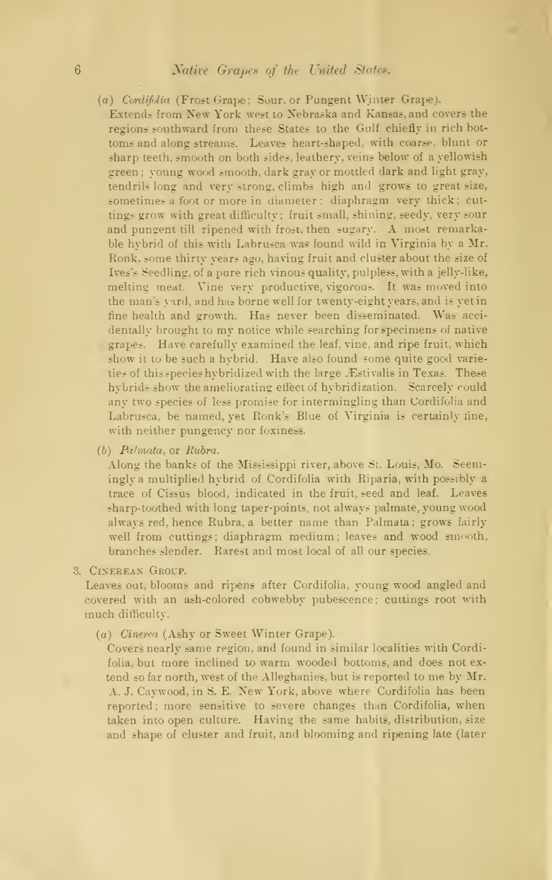(*a*) *Cordifolia* (Frost Grape; Sour, or Pungent Winter Grape).

Extends from New York west to Nebraska and Kansas, and covers the regions southward from these States to the Gulf, chiefly in rich bottoms and along streams. Leaves heart-shaped, with coarse, blunt or sharp teeth, smooth on both sides, leathery, veins below of a yellowish green; young wood smooth, dark gray or mottled dark and light gray, tendrils long and very strong, climbs high and grows to great size, sometimes a foot or more in diameter: diaphragm very thick; cuttings grow with great difficulty; fruit small, shining, seedy, very sour and pungent till ripened with frost, then sugary. A most remarkable hybrid of this with Labrusca was found wild in Virginia by a Mr. Ronk, some thirty years ago, having fruit and cluster about the size of Ives's Seedling, of a pure rich vinous quality, pulpless, with a jelly-like, melting meat. Vine very productive, vigorous. It was moved into the man's yard, and has borne well for twenty-eight years, and is yet in fine health and growth. Has never been disseminated. Was accidentally brought to my notice while searching for specimens of native grapes. Have carefully examined the leaf, vine, and ripe fruit, which show it to be such a hybrid. Have also found some quite good varieties of this species hybridized with the large Æstivalis in Texas. These hybrids show the ameliorating effect of hybridization. Scarcely could any two species of less promise for intermingling than Cordifolia and Labrusca, be named, yet Ronk's Blue of Virginia is certainly fine, with neither pungency nor foxiness.

(*b*) *Palmata*, or *Rubra*.

Along the banks of the Mississippi river, above St. Louis, Mo. Seemingly a multiplied hybrid of Cordifolia with Riparia, with possibly a trace of Cissus blood, indicated in the fruit, seed and leaf. Leaves sharp-toothed with long taper-points, not always palmate, young wood always red, hence Rubra, a better name than Palmata; grows fairly well from cuttings; diaphragm medium; leaves and wood smooth, branches slender. Rarest and most local of all our species.

3. Cinerean Group.

Leaves out, blooms and ripens after Cordifolia, young wood angled and covered with an ash-colored cobwebby pubescence; cuttings root with much difficulty.

(*a*) *Cinerea* (Ashy or Sweet Winter Grape).

Covers nearly same region, and found in similar localities with Cordifolia, but more inclined to warm wooded bottoms, and does not extend so far north, west of the Alleghanies, but is reported to me by Mr. A. J. Caywood, in S. E. New York, above where Cordifolia has been reported; more sensitive to severe changes than Cordifolia, when taken into open culture. Having the same habits, distribution, size and shape of cluster and fruit, and blooming and ripening late (later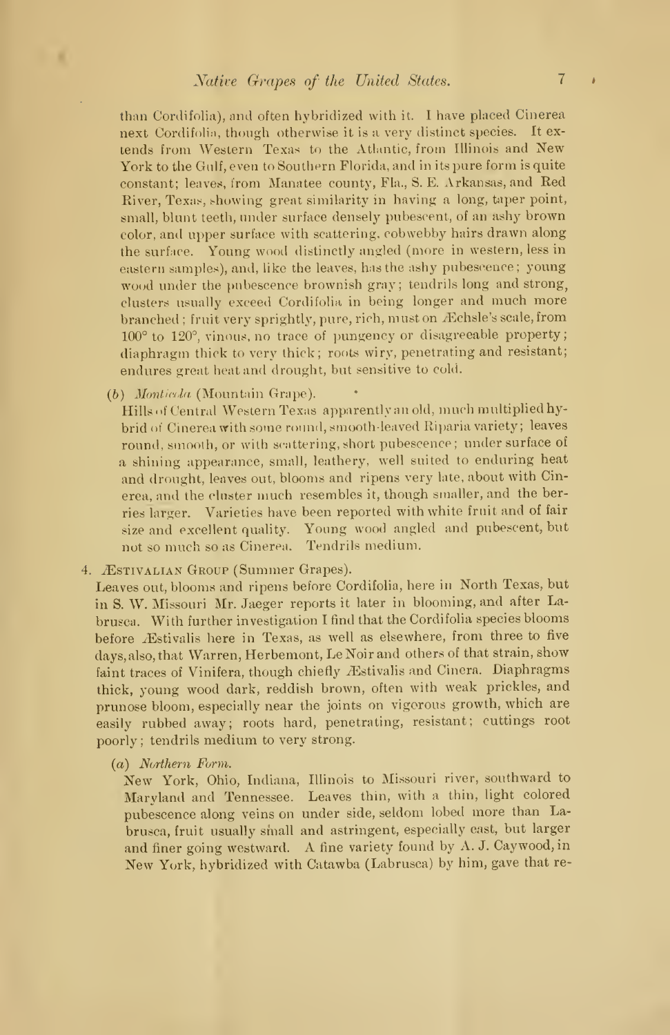than Cordifolia), and often hybridized with it. I have placed Cinerea next Cordifolia, though otherwise it is a very distinct species. It extends from Western Texas to the Atlantic, from Illinois and New York to the Gulf, even to Southern Florida, and in its pure form is quite constant; leaves, from Manatee county, Fla., S. E. Arkansas, and Red River, Texas, showing great similarity in having a long, taper point, small, blunt teeth, under surface densely pubescent, of an ashy brown color, and upper surface with scattering, cobwebby hairs drawn along the surface. Young wood distinctly angled (more in western, less in eastern samples), and, like the leaves, has the ashy pubescence; young wood under the pubescence brownish gray; tendrils long and strong, clusters usually exceed Cordifolia in being longer and much more branched; fruit very sprightly, pure, rich, must on Æchsle's scale, from 100° to 120°, vinous, no trace of pungency or disagreeable property; diaphragm thick to very thick; roots wiry, penetrating and resistant; endures great heat and drought, but sensitive to cold.

(*b*) *Monticola* (Mountain Grape).

Hills of Central Western Texas apparently an old, much multiplied hybrid of Cinerea with some round, smooth-leaved Riparia variety; leaves round, smooth, or with scattering, short pubescence; under surface of a shining appearance, small, leathery, well suited to enduring heat and drought, leaves out, blooms and ripens very late, about with Cinerea, and the cluster much resembles it, though smaller, and the berries larger. Varieties have been reported with white fruit and of fair size and excellent quality. Young wood angled and pubescent, but not so much so as Cinerea. Tendrils medium.

4. Æstivalian Group (Summer Grapes).

Leaves out, blooms and ripens before Cordifolia, here in North Texas, but in S. W. Missouri Mr. Jaeger reports it later in blooming, and after Labrusca. With further investigation I find that the Cordifolia species blooms before Æstivalis here in Texas, as well as elsewhere, from three to five days, also, that Warren, Herbemont, Le Noir and others of that strain, show faint traces of Vinifera, though chiefly Æstivalis and Cinera. Diaphragms thick, young wood dark, reddish brown, often with weak prickles, and prunose bloom, especially near the joints on vigorous growth, which are easily rubbed away; roots hard, penetrating, resistant; cuttings root poorly; tendrils medium to very strong.

(*a*) *Northern Form.*

New York, Ohio, Indiana, Illinois to Missouri river, southward to Maryland and Tennessee. Leaves thin, with a thin, light colored pubescence along veins on under side, seldom lobed more than Labrusca, fruit usually small and astringent, especially east, but larger and finer going westward. A fine variety found by A. J. Caywood, in New York, hybridized with Catawba (Labrusca) by him, gave that re-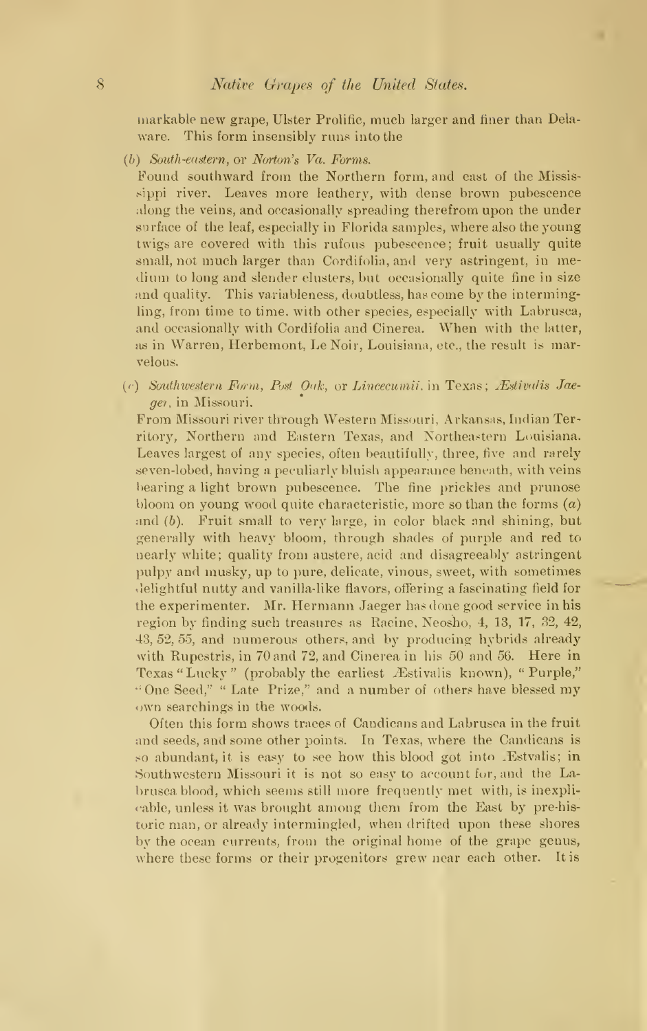markable new grape, Ulster Prolific, much larger and finer than Delaware. This form insensibly runs into the

(*b*) *South-eastern*, or *Norton's Va. Forms.*

Found southward from the Northern form, and east of the Mississippi river. Leaves more leathery, with dense brown pubescence along the veins, and occasionally spreading therefrom upon the under surface of the leaf, especially in Florida samples, where also the young twigs are covered with this rufous pubescence; fruit usually quite small, not much larger than Cordifolia, and very astringent, in medium to long and slender clusters, but occasionally quite fine in size and quality. This variableness, doubtless, has come by the intermingling, from time to time, with other species, especially with Labrusca, and occasionally with Cordifolia and Cinerea. When with the latter, as in Warren, Herbemont, Le Noir, Louisiana, etc., the result is marvelous.

(*c*) *Southwestern Form, Post Oak*, or *Lincecumii*, in Texas; *Æstivalis Jaeger*, in Missouri.

From Missouri river through Western Missouri, Arkansas, Indian Territory, Northern and Eastern Texas, and Northeastern Louisiana. Leaves largest of any species, often beautifully, three, five and rarely seven-lobed, having a peculiarly bluish appearance beneath, with veins bearing a light brown pubescence. The fine prickles and prunose bloom on young wood quite characteristic, more so than the forms (*a*) and (*b*). Fruit small to very large, in color black and shining, but generally with heavy bloom, through shades of purple and red to nearly white; quality from austere, acid and disagreeably astringent pulpy and musky, up to pure, delicate, vinous, sweet, with sometimes delightful nutty and vanilla-like flavors, offering a fascinating field for the experimenter. Mr. Hermann Jaeger has done good service in his region by finding such treasures as Racine, Neosho, 4, 13, 17, 32, 42, 43, 52, 55, and numerous others, and by producing hybrids already with Rupestris, in 70 and 72, and Cinerea in his 50 and 56. Here in Texas "Lucky" (probably the earliest Æstivalis known), "Purple," "One Seed," "Late Prize," and a number of others have blessed my own searchings in the woods.

Often this form shows traces of Candicans and Labrusca in the fruit and seeds, and some other points. In Texas, where the Candicans is so abundant, it is easy to see how this blood got into Æstvalis; in Southwestern Missouri it is not so easy to account for, and the Labrusca blood, which seems still more frequently met with, is inexplicable, unless it was brought among them from the East by pre-historic man, or already intermingled, when drifted upon these shores by the ocean currents, from the original home of the grape genus, where these forms or their progenitors grew near each other. It is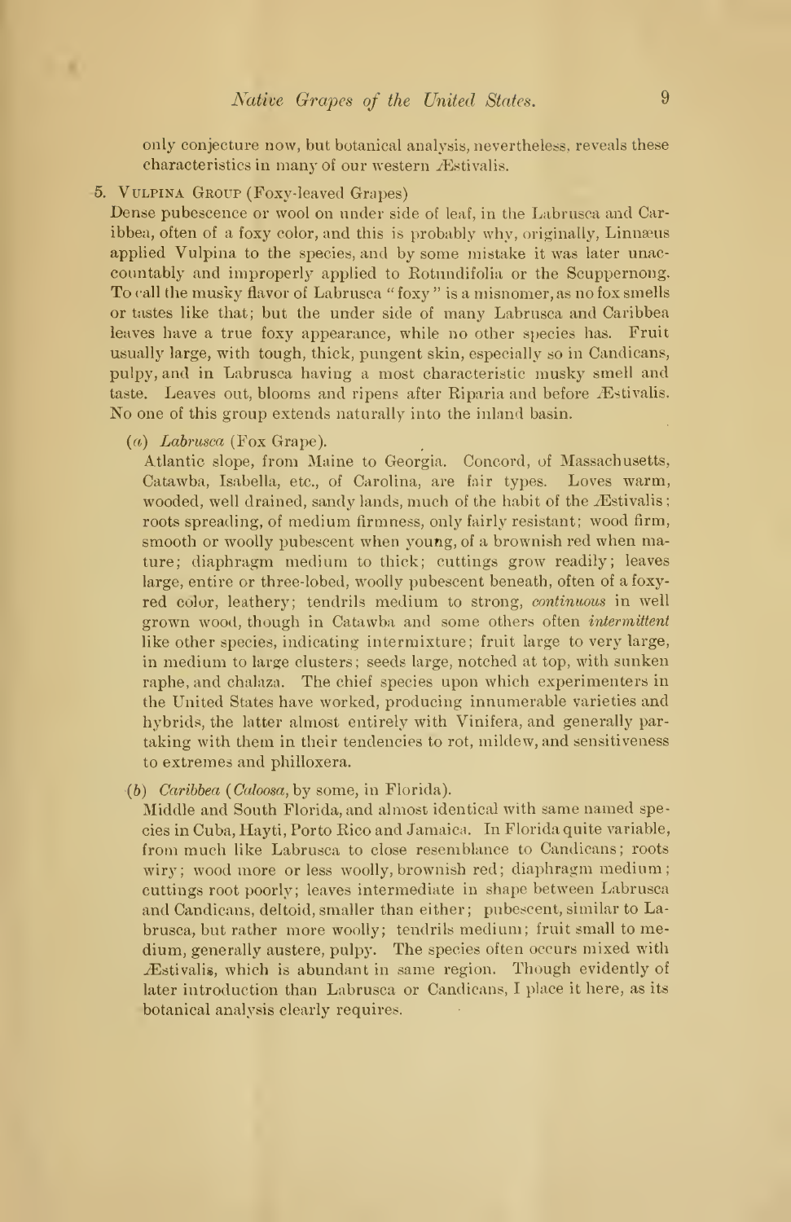only conjecture now, but botanical analysis, nevertheless, reveals these characteristics in many of our western Æstivalis.

5. Vulpina Group (Foxy-leaved Grapes)

Dense pubescence or wool on under side of leaf, in the Labrusca and Caribbea, often of a foxy color, and this is probably why, originally, Linnæus applied Vulpina to the species, and by some mistake it was later unaccountably and improperly applied to Rotundifolia or the Scuppernong. To call the musky flavor of Labrusca "foxy" is a misnomer, as no fox smells or tastes like that; but the under side of many Labrusca and Caribbea leaves have a true foxy appearance, while no other species has. Fruit usually large, with tough, thick, pungent skin, especially so in Candicans, pulpy, and in Labrusca having a most characteristic musky smell and taste. Leaves out, blooms and ripens after Riparia and before Æstivalis. No one of this group extends naturally into the inland basin.

(*a*) *Labrusca* (Fox Grape).

Atlantic slope, from Maine to Georgia. Concord, of Massachusetts, Catawba, Isabella, etc., of Carolina, are fair types. Loves warm, wooded, well drained, sandy lands, much of the habit of the Æstivalis; roots spreading, of medium firmness, only fairly resistant; wood firm, smooth or woolly pubescent when young, of a brownish red when mature; diaphragm medium to thick; cuttings grow readily; leaves large, entire or three-lobed, woolly pubescent beneath, often of a foxy-red color, leathery; tendrils medium to strong, *continuous* in well grown wood, though in Catawba and some others often *intermittent* like other species, indicating intermixture; fruit large to very large, in medium to large clusters; seeds large, notched at top, with sunken raphe, and chalaza. The chief species upon which experimenters in the United States have worked, producing innumerable varieties and hybrids, the latter almost entirely with Vinifera, and generally partaking with them in their tendencies to rot, mildew, and sensitiveness to extremes and philloxera.

(*b*) *Caribbea* (*Caloosa*, by some, in Florida).

Middle and South Florida, and almost identical with same named species in Cuba, Hayti, Porto Rico and Jamaica. In Florida quite variable, from much like Labrusca to close resemblance to Candicans; roots wiry; wood more or less woolly, brownish red; diaphragm medium; cuttings root poorly; leaves intermediate in shape between Labrusca and Candicans, deltoid, smaller than either; pubescent, similar to Labrusca, but rather more woolly; tendrils medium; fruit small to medium, generally austere, pulpy. The species often occurs mixed with Æstivalis, which is abundant in same region. Though evidently of later introduction than Labrusca or Candicans, I place it here, as its botanical analysis clearly requires.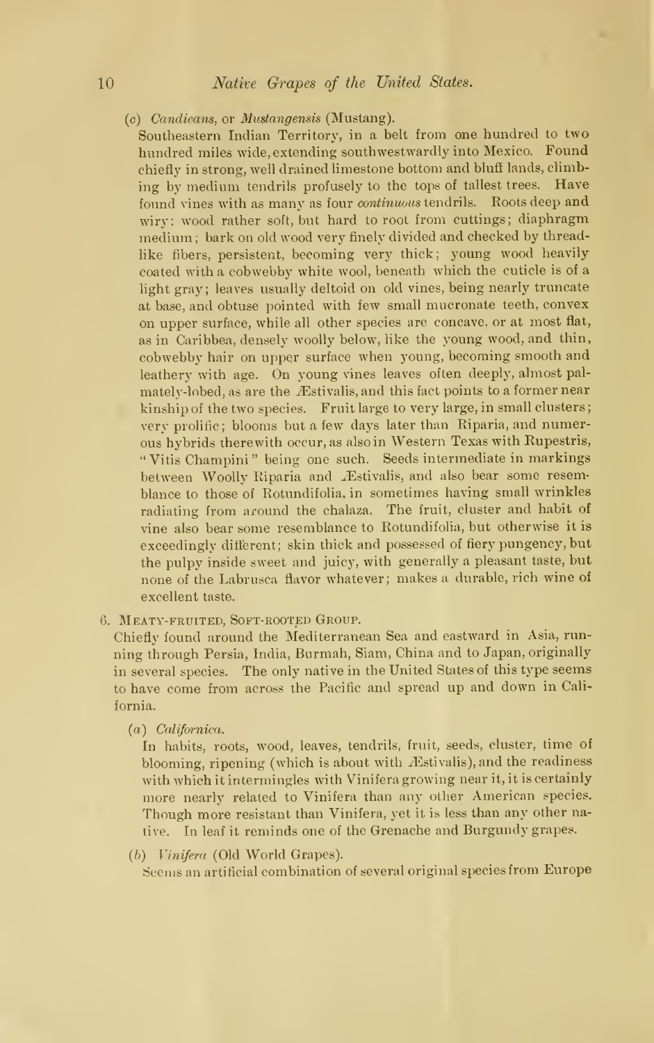(c) *Candicans*, or *Mustangensis* (Mustang).

Southeastern Indian Territory, in a belt from one hundred to two hundred miles wide, extending southwestwardly into Mexico. Found chiefly in strong, well drained limestone bottom and bluff lands, climbing by medium tendrils profusely to the tops of tallest trees. Have found vines with as many as four *continuous* tendrils. Roots deep and wiry; wood rather soft, but hard to root from cuttings; diaphragm medium; bark on old wood very finely divided and checked by thread-like fibers, persistent, becoming very thick; young wood heavily coated with a cobwebby white wool, beneath which the cuticle is of a light gray; leaves usually deltoid on old vines, being nearly truncate at base, and obtuse pointed with few small mucronate teeth, convex on upper surface, while all other species are concave, or at most flat, as in Caribbea, densely woolly below, like the young wood, and thin, cobwebby hair on upper surface when young, becoming smooth and leathery with age. On young vines leaves often deeply, almost palmately-lobed, as are the Æstivalis, and this fact points to a former near kinship of the two species. Fruit large to very large, in small clusters; very prolific; blooms but a few days later than Riparia, and numerous hybrids therewith occur, as also in Western Texas with Rupestris, "Vitis Champini" being one such. Seeds intermediate in markings between Woolly Riparia and Æstivalis, and also bear some resemblance to those of Rotundifolia, in sometimes having small wrinkles radiating from around the chalaza. The fruit, cluster and habit of vine also bear some resemblance to Rotundifolia, but otherwise it is exceedingly different; skin thick and possessed of fiery pungency, but the pulpy inside sweet and juicy, with generally a pleasant taste, but none of the Labrusca flavor whatever; makes a durable, rich wine of excellent taste.

6. Meaty-fruited, Soft-rooted Group.

Chiefly found around the Mediterranean Sea and eastward in Asia, running through Persia, India, Burmah, Siam, China and to Japan, originally in several species. The only native in the United States of this type seems to have come from across the Pacific and spread up and down in California.

(a) *Californica.*

In habits, roots, wood, leaves, tendrils, fruit, seeds, cluster, time of blooming, ripening (which is about with Æstivalis), and the readiness with which it intermingles with Vinifera growing near it, it is certainly more nearly related to Vinifera than any other American species. Though more resistant than Vinifera, yet it is less than any other native. In leaf it reminds one of the Grenache and Burgundy grapes.

(b) *Vinifera* (Old World Grapes).

Seems an artificial combination of several original species from Europe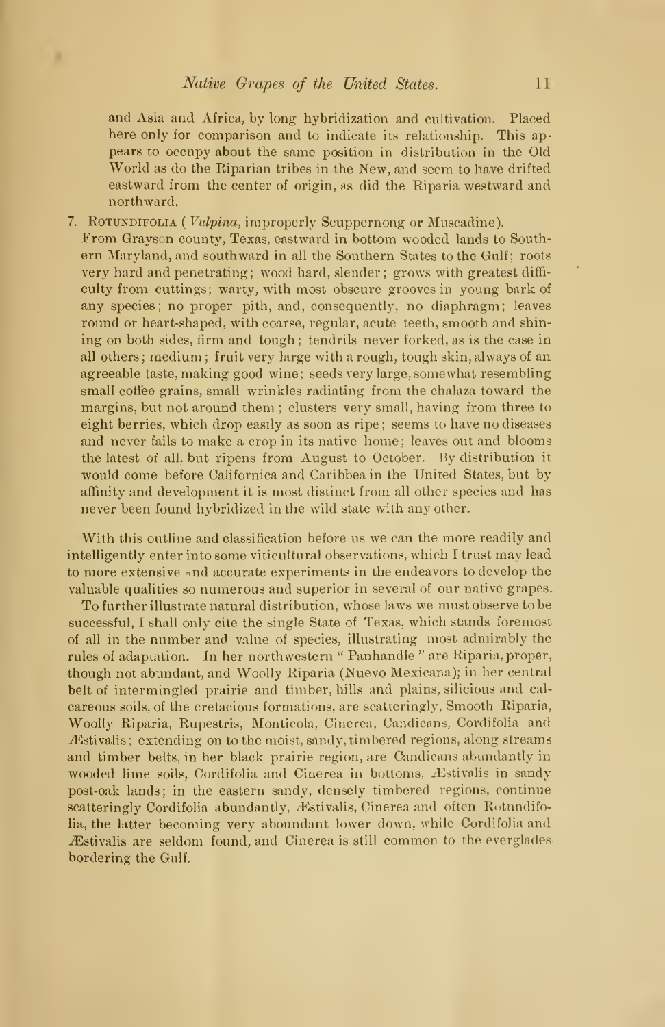and Asia and Africa, by long hybridization and cultivation. Placed here only for comparison and to indicate its relationship. This appears to occupy about the same position in distribution in the Old World as do the Riparian tribes in the New, and seem to have drifted eastward from the center of origin, as did the Riparia westward and northward.

7. ROTUNDIFOLIA (*Vulpina*, improperly Scuppernong or Muscadine). From Grayson county, Texas, eastward in bottom wooded lands to Southern Maryland, and southward in all the Southern States to the Gulf; roots very hard and penetrating; wood hard, slender; grows with greatest difficulty from cuttings; warty, with most obscure grooves in young bark of any species; no proper pith, and, consequently, no diaphragm; leaves round or heart-shaped, with coarse, regular, acute teeth, smooth and shining on both sides, firm and tough; tendrils never forked, as is the case in all others; medium; fruit very large with a rough, tough skin, always of an agreeable taste, making good wine; seeds very large, somewhat resembling small coffee grains, small wrinkles radiating from the chalaza toward the margins, but not around them; clusters very small, having from three to eight berries, which drop easily as soon as ripe; seems to have no diseases and never fails to make a crop in its native home; leaves out and blooms the latest of all, but ripens from August to October. By distribution it would come before Californica and Caribbea in the United States, but by affinity and development it is most distinct from all other species and has never been found hybridized in the wild state with any other.

With this outline and classification before us we can the more readily and intelligently enter into some viticultural observations, which I trust may lead to more extensive and accurate experiments in the endeavors to develop the valuable qualities so numerous and superior in several of our native grapes.

To further illustrate natural distribution, whose laws we must observe to be successful, I shall only cite the single State of Texas, which stands foremost of all in the number and value of species, illustrating most admirably the rules of adaptation. In her northwestern "Panhandle" are Riparia, proper, though not abundant, and Woolly Riparia (Nuevo Mexicana); in her central belt of intermingled prairie and timber, hills and plains, silicious and calcareous soils, of the cretacious formations, are scatteringly, Smooth Riparia, Woolly Riparia, Rupestris, Monticola, Cinerea, Candicans, Cordifolia and Æstivalis; extending on to the moist, sandy, timbered regions, along streams and timber belts, in her black prairie region, are Candicans abundantly in wooded lime soils, Cordifolia and Cinerea in bottoms, Æstivalis in sandy post-oak lands; in the eastern sandy, densely timbered regions, continue scatteringly Cordifolia abundantly, Æstivalis, Cinerea and often Rotundifolia, the latter becoming very aboundant lower down, while Cordifolia and Æstivalis are seldom found, and Cinerea is still common to the everglades bordering the Gulf.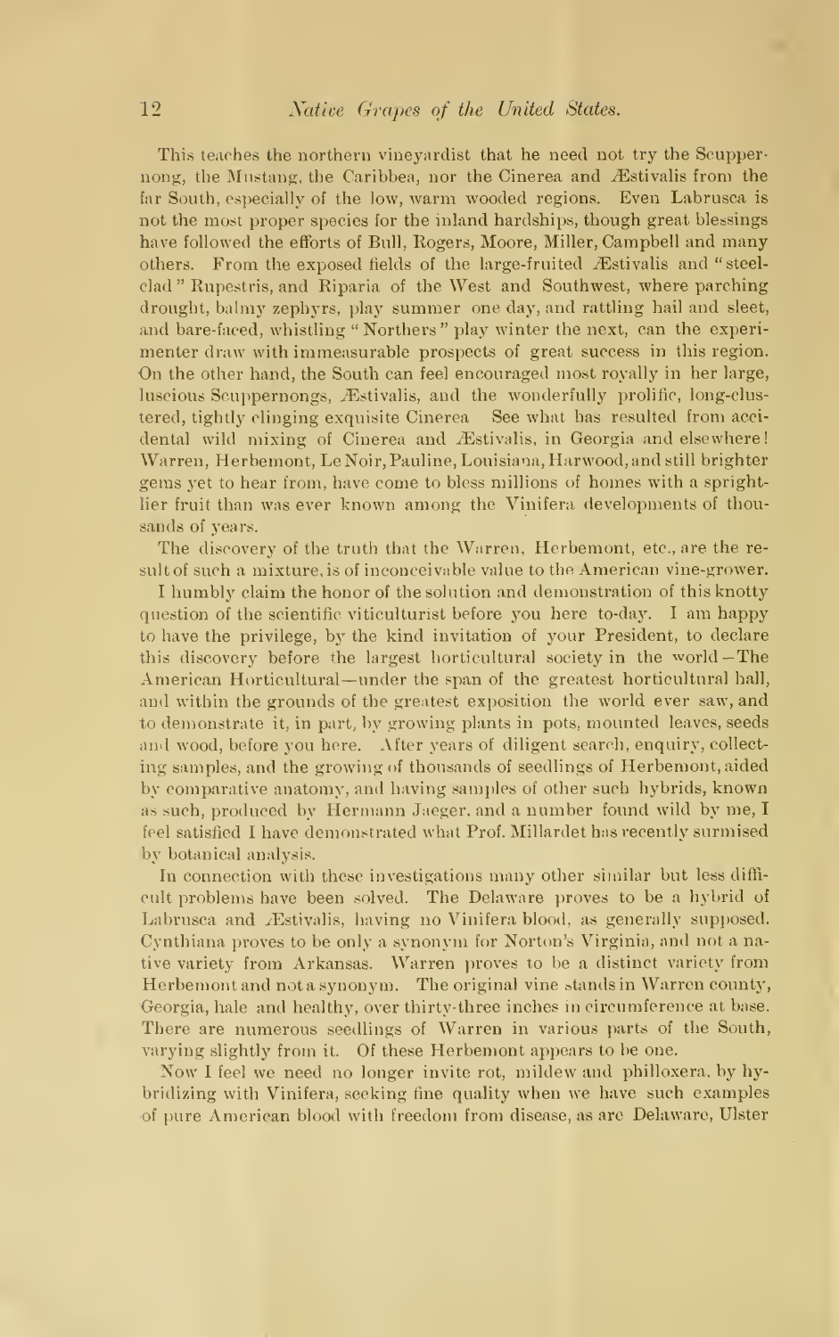This teaches the northern vineyardist that he need not try the Scuppernong, the Mustang, the Caribbea, nor the Cinerea and Æstivalis from the far South, especially of the low, warm wooded regions. Even Labrusca is not the most proper species for the inland hardships, though great blessings have followed the efforts of Bull, Rogers, Moore, Miller, Campbell and many others. From the exposed fields of the large-fruited Æstivalis and "steel-clad" Rupestris, and Riparia of the West and Southwest, where parching drought, balmy zephyrs, play summer one day, and rattling hail and sleet, and bare-faced, whistling "Northers" play winter the next, can the experimenter draw with immeasurable prospects of great success in this region. On the other hand, the South can feel encouraged most royally in her large, luscious Scuppernongs, Æstivalis, and the wonderfully prolific, long-clustered, tightly clinging exquisite Cinerea See what has resulted from accidental wild mixing of Cinerea and Æstivalis, in Georgia and elsewhere! Warren, Herbemont, Le Noir, Pauline, Louisiana, Harwood, and still brighter gems yet to hear from, have come to bless millions of homes with a sprightlier fruit than was ever known among the Vinifera developments of thousands of years.

The discovery of the truth that the Warren, Herbemont, etc., are the result of such a mixture, is of inconceivable value to the American vine-grower.

I humbly claim the honor of the solution and demonstration of this knotty question of the scientific viticulturist before you here to-day. I am happy to have the privilege, by the kind invitation of your President, to declare this discovery before the largest horticultural society in the world—The American Horticultural—under the span of the greatest horticultural hall, and within the grounds of the greatest exposition the world ever saw, and to demonstrate it, in part, by growing plants in pots, mounted leaves, seeds and wood, before you here. After years of diligent search, enquiry, collecting samples, and the growing of thousands of seedlings of Herbemont, aided by comparative anatomy, and having samples of other such hybrids, known as such, produced by Hermann Jaeger, and a number found wild by me, I feel satisfied I have demonstrated what Prof. Millardet has recently surmised by botanical analysis.

In connection with these investigations many other similar but less difficult problems have been solved. The Delaware proves to be a hybrid of Labrusca and Æstivalis, having no Vinifera blood, as generally supposed. Cynthiana proves to be only a synonym for Norton's Virginia, and not a native variety from Arkansas. Warren proves to be a distinct variety from Herbemont and not a synonym. The original vine stands in Warren county, Georgia, hale and healthy, over thirty-three inches in circumference at base. There are numerous seedlings of Warren in various parts of the South, varying slightly from it. Of these Herbemont appears to be one.

Now I feel we need no longer invite rot, mildew and philloxera, by hybridizing with Vinifera, seeking fine quality when we have such examples of pure American blood with freedom from disease, as are Delaware, Ulster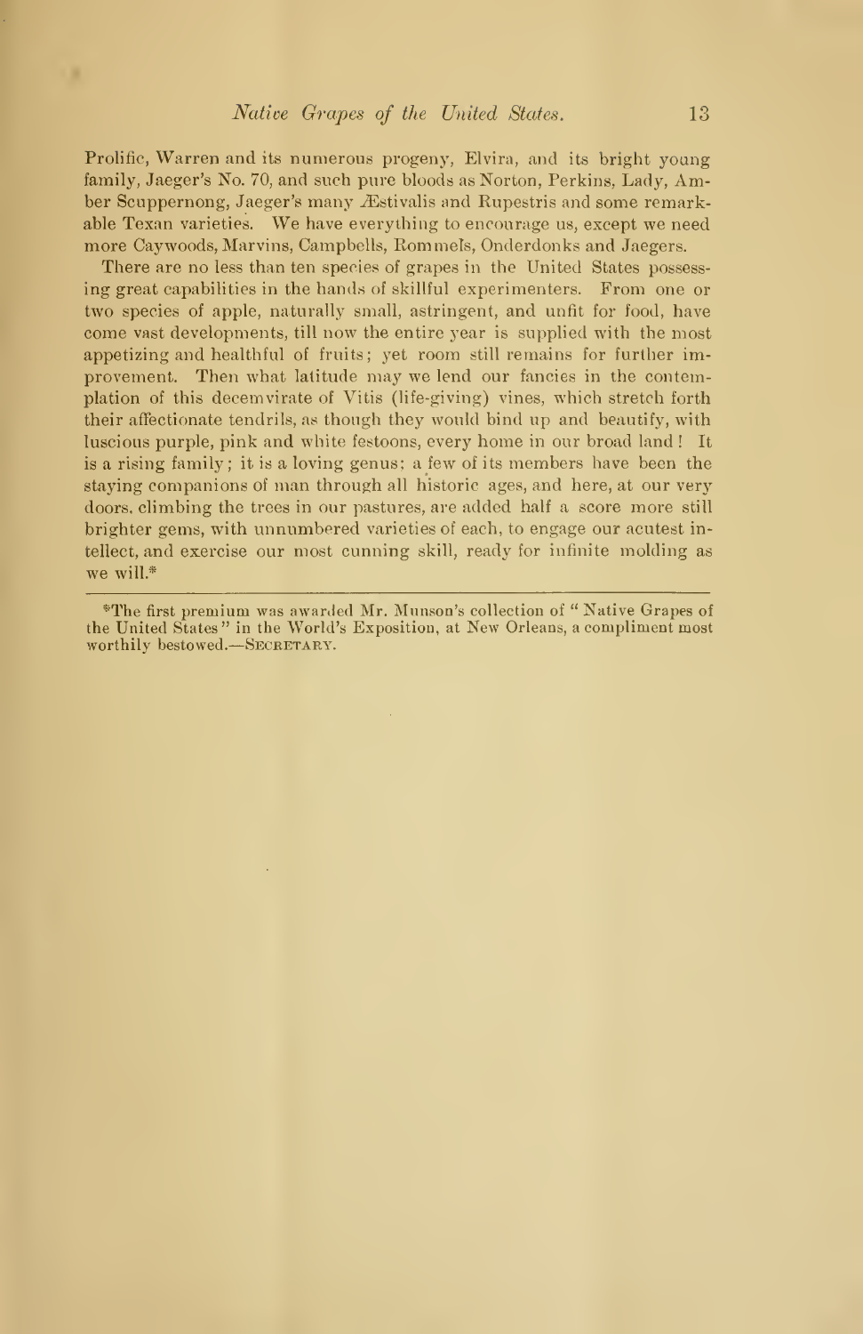Prolific, Warren and its numerous progeny, Elvira, and its bright young family, Jaeger's No. 70, and such pure bloods as Norton, Perkins, Lady, Amber Scuppernong, Jaeger's many Æstivalis and Rupestris and some remarkable Texan varieties. We have everything to encourage us, except we need more Caywoods, Marvins, Campbells, Rommels, Onderdonks and Jaegers.

There are no less than ten species of grapes in the United States possessing great capabilities in the hands of skillful experimenters. From one or two species of apple, naturally small, astringent, and unfit for food, have come vast developments, till now the entire year is supplied with the most appetizing and healthful of fruits; yet room still remains for further improvement. Then what latitude may we lend our fancies in the contemplation of this decemvirate of Vitis (life-giving) vines, which stretch forth their affectionate tendrils, as though they would bind up and beautify, with luscious purple, pink and white festoons, every home in our broad land! It is a rising family; it is a loving genus; a few of its members have been the staying companions of man through all historic ages, and here, at our very doors, climbing the trees in our pastures, are added half a score more still brighter gems, with unnumbered varieties of each, to engage our acutest intellect, and exercise our most cunning skill, ready for infinite molding as we will.*

---

*The first premium was awarded Mr. Munson's collection of "Native Grapes of the United States" in the World's Exposition, at New Orleans, a compliment most worthily bestowed.—SECRETARY.